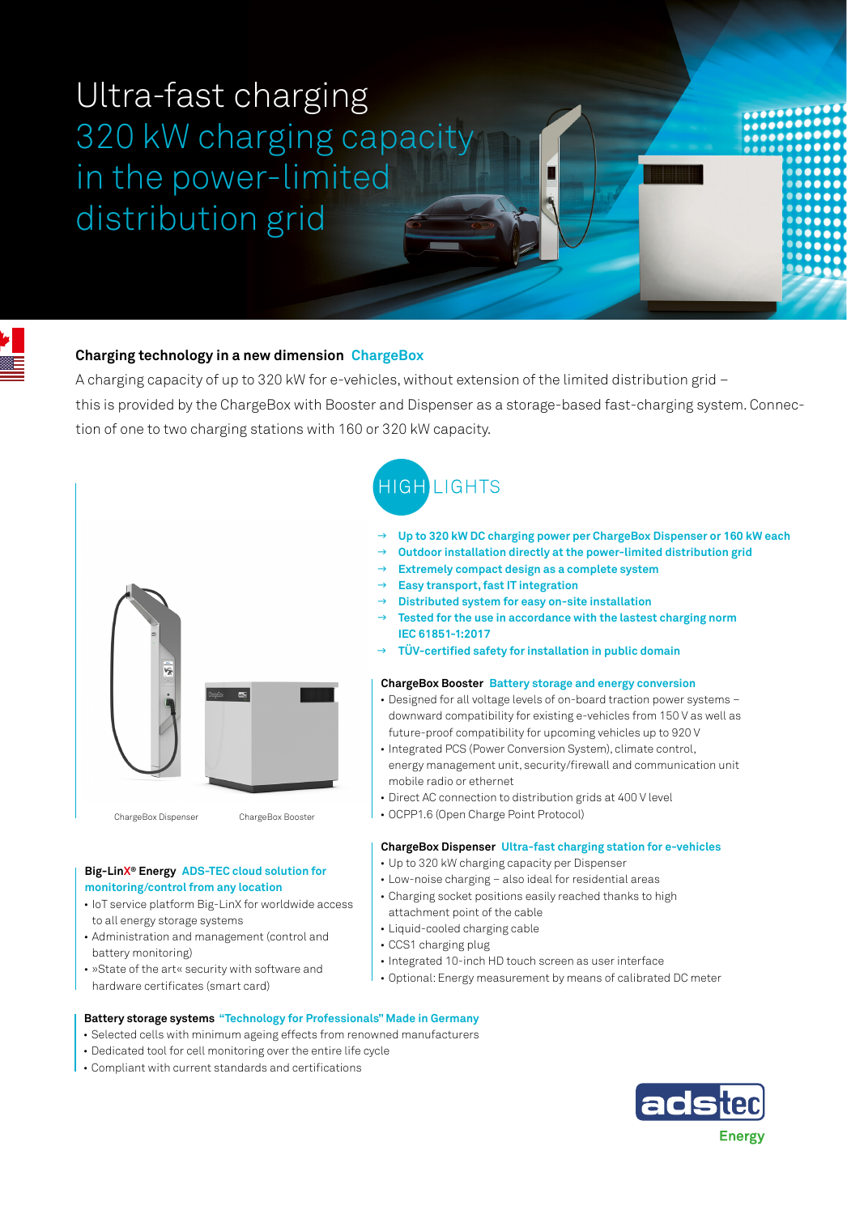# Ultra-fast charging 320 kW charging capacity in the power-limited distribution grid

## Charging technology in a new dimension ChargeBox

A charging capacity of up to 320 kW for e-vehicles, without extension of the limited distribution grid – this is provided by the ChargeBox with Booster and Dispenser as a storage-based fast-charging system. Connection of one to two charging stations with 160 or 320 kW capacity.

ChargeBox Dispenser     ChargeBox Booster

## HIGHLIGHTS

→ **Up to 320 kW DC charging power per ChargeBox Dispenser or 160 kW each**
→ **Outdoor installation directly at the power-limited distribution grid**
→ **Extremely compact design as a complete system**
→ **Easy transport, fast IT integration**
→ **Distributed system for easy on-site installation**
→ **Tested for the use in accordance with the lastest charging norm IEC 61851-1:2017**
→ **TÜV-certified safety for installation in public domain**

### ChargeBox Booster Battery storage and energy conversion

- Designed for all voltage levels of on-board traction power systems – downward compatibility for existing e-vehicles from 150 V as well as future-proof compatibility for upcoming vehicles up to 920 V
- Integrated PCS (Power Conversion System), climate control, energy management unit, security/firewall and communication unit mobile radio or ethernet
- Direct AC connection to distribution grids at 400 V level
- OCPP1.6 (Open Charge Point Protocol)

### ChargeBox Dispenser Ultra-fast charging station for e-vehicles

- Up to 320 kW charging capacity per Dispenser
- Low-noise charging – also ideal for residential areas
- Charging socket positions easily reached thanks to high attachment point of the cable
- Liquid-cooled charging cable
- CCS1 charging plug
- Integrated 10-inch HD touch screen as user interface
- Optional: Energy measurement by means of calibrated DC meter

### Big-LinX® Energy ADS-TEC cloud solution for monitoring/control from any location

- IoT service platform Big-LinX for worldwide access to all energy storage systems
- Administration and management (control and battery monitoring)
- »State of the art« security with software and hardware certificates (smart card)

### Battery storage systems "Technology for Professionals" Made in Germany

- Selected cells with minimum ageing effects from renowned manufacturers
- Dedicated tool for cell monitoring over the entire life cycle
- Compliant with current standards and certifications

adstec Energy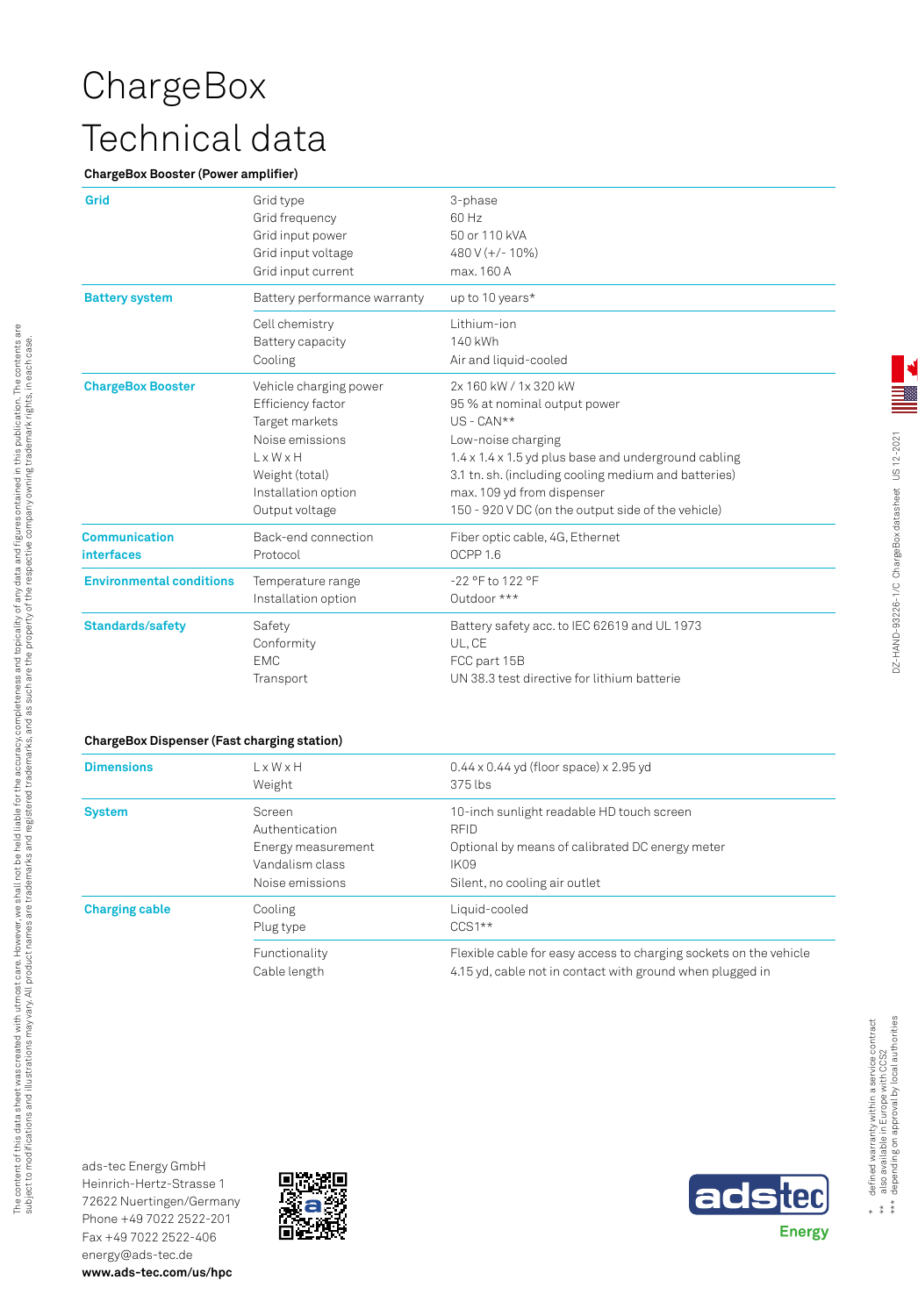# ChargeBox
# Technical data

## ChargeBox Booster (Power amplifier)

| | | |
|---|---|---|
| **Grid** | Grid type | 3-phase |
| | Grid frequency | 60 Hz |
| | Grid input power | 50 or 110 kVA |
| | Grid input voltage | 480 V (+/- 10%) |
| | Grid input current | max. 160 A |
| **Battery system** | Battery performance warranty | up to 10 years* |
| | Cell chemistry | Lithium-ion |
| | Battery capacity | 140 kWh |
| | Cooling | Air and liquid-cooled |
| **ChargeBox Booster** | Vehicle charging power | 2x 160 kW / 1x 320 kW |
| | Efficiency factor | 95 % at nominal output power |
| | Target markets | US - CAN** |
| | Noise emissions | Low-noise charging |
| | L x W x H | 1.4 x 1.4 x 1.5 yd plus base and underground cabling |
| | Weight (total) | 3.1 tn. sh. (including cooling medium and batteries) |
| | Installation option | max. 109 yd from dispenser |
| | Output voltage | 150 - 920 V DC (on the output side of the vehicle) |
| **Communication interfaces** | Back-end connection | Fiber optic cable, 4G, Ethernet |
| | Protocol | OCPP 1.6 |
| **Environmental conditions** | Temperature range | -22 °F to 122 °F |
| | Installation option | Outdoor *** |
| **Standards/safety** | Safety | Battery safety acc. to IEC 62619 and UL 1973 |
| | Conformity | UL, CE |
| | EMC | FCC part 15B |
| | Transport | UN 38.3 test directive for lithium batterie |

## ChargeBox Dispenser (Fast charging station)

| | | |
|---|---|---|
| **Dimensions** | L x W x H | 0.44 x 0.44 yd (floor space) x 2.95 yd |
| | Weight | 375 lbs |
| **System** | Screen | 10-inch sunlight readable HD touch screen |
| | Authentication | RFID |
| | Energy measurement | Optional by means of calibrated DC energy meter |
| | Vandalism class | IK09 |
| | Noise emissions | Silent, no cooling air outlet |
| **Charging cable** | Cooling | Liquid-cooled |
| | Plug type | CCS1** |
| | Functionality | Flexible cable for easy access to charging sockets on the vehicle |
| | Cable length | 4.15 yd, cable not in contact with ground when plugged in |

ads-tec Energy GmbH
Heinrich-Hertz-Strasse 1
72622 Nuertingen/Germany
Phone +49 7022 2522-201
Fax +49 7022 2522-406
energy@ads-tec.de
**www.ads-tec.com/us/hpc**

adstec Energy

\* defined warranty within a service contract
\** also available in Europe with CCS2
\*** depending on approval by local authorities

DZ-HAND-83226-1/C ChargeBox datasheet US 12-2021

The content of this data sheet was created with utmost care. However, we shall not be held liable for the accuracy, completeness and topicality of any data and figures contained in this publication. The contents are subject to modifications and illustrations may vary. All product names are trademarks and registered trademarks, and as such are the property of the respective company owning trademark rights, in each case.